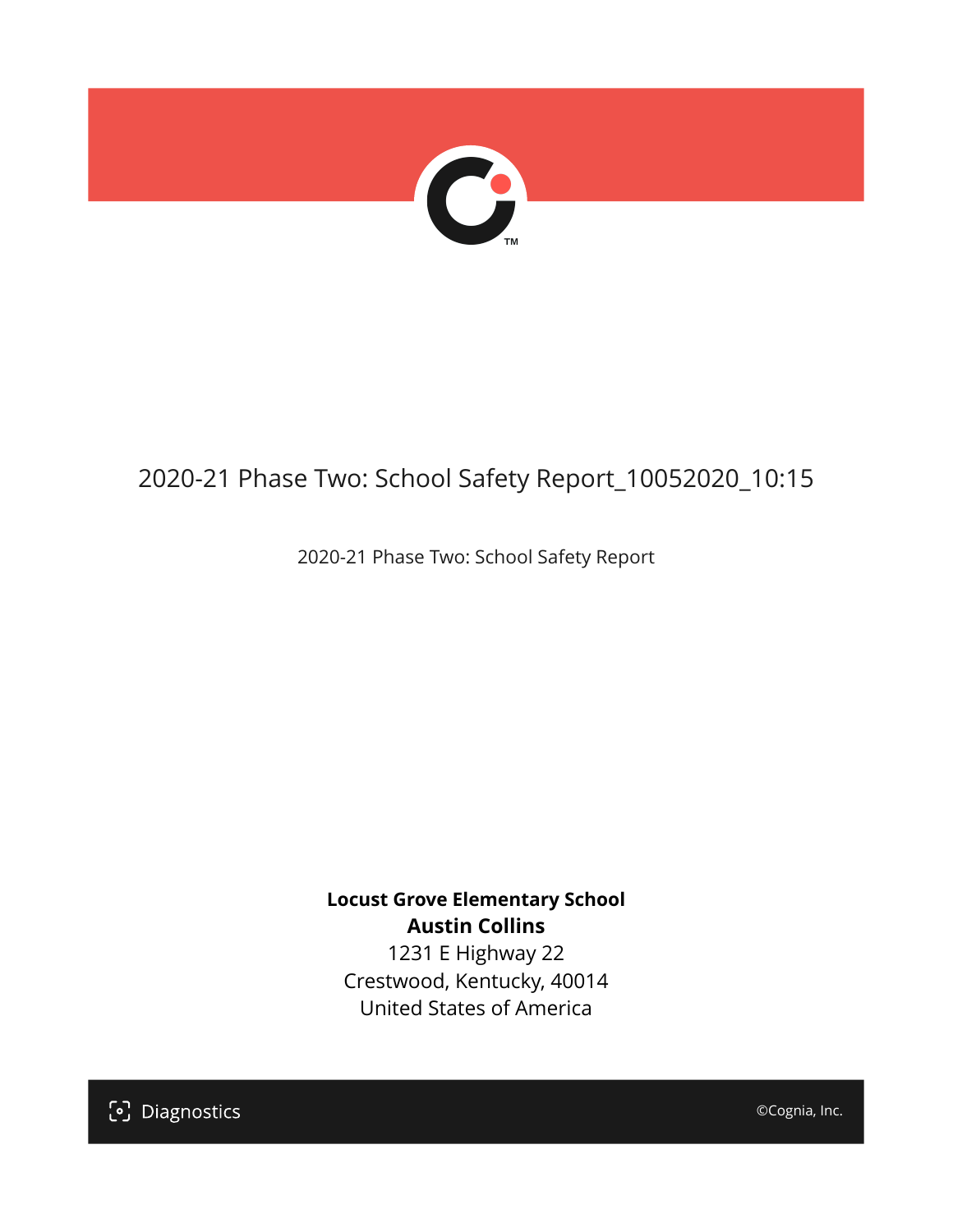# 2020-21 Phase Two: School Safety Report_10052020_10:15

2020-21 Phase Two: School Safety Report

**Locust Grove Elementary School**
**Austin Collins**
1231 E Highway 22
Crestwood, Kentucky, 40014
United States of America

Diagnostics

©Cognia, Inc.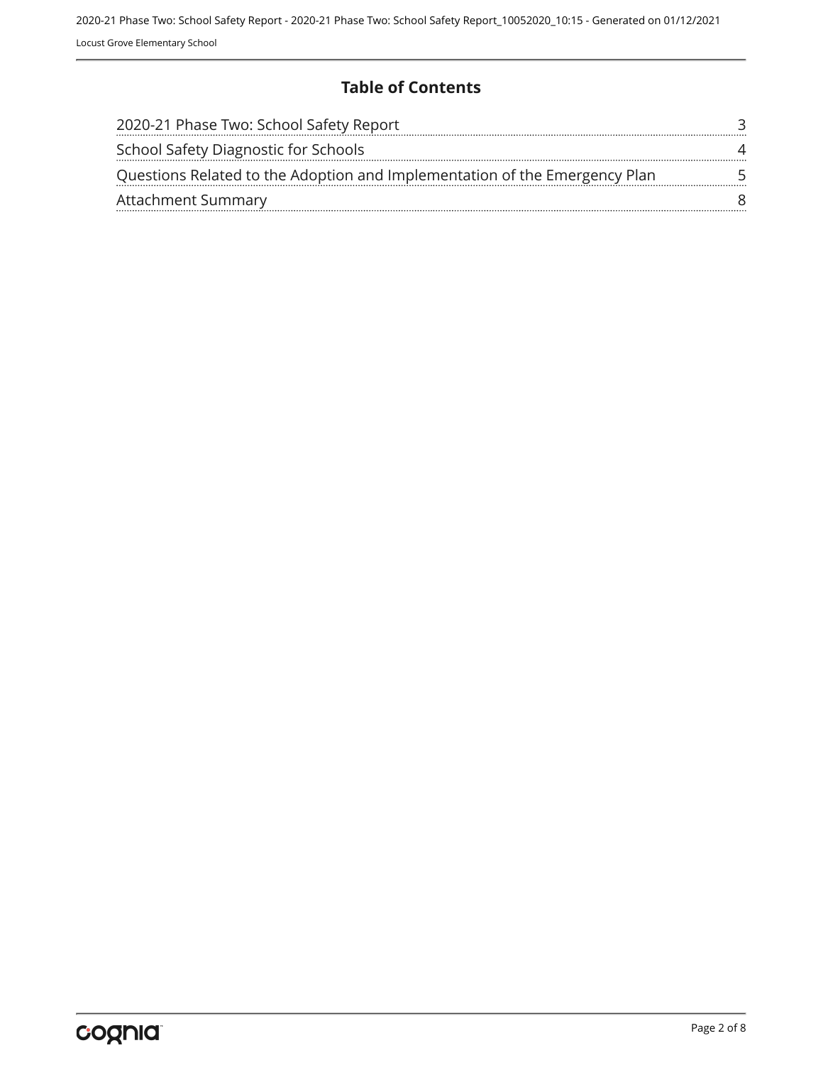## Table of Contents

| | |
|---|---|
| 2020-21 Phase Two: School Safety Report | 3 |
| School Safety Diagnostic for Schools | 4 |
| Questions Related to the Adoption and Implementation of the Emergency Plan | 5 |
| Attachment Summary | 8 |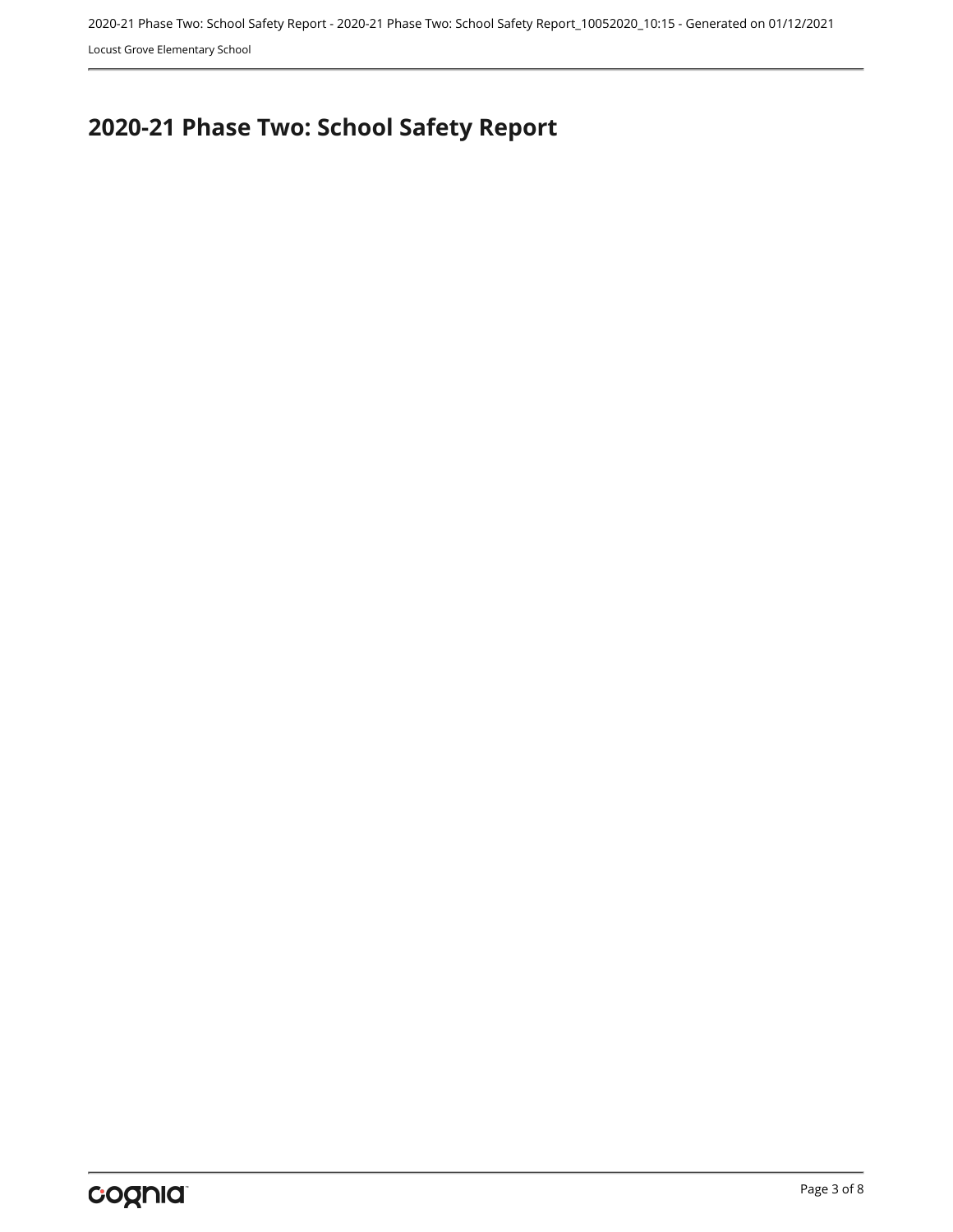# 2020-21 Phase Two: School Safety Report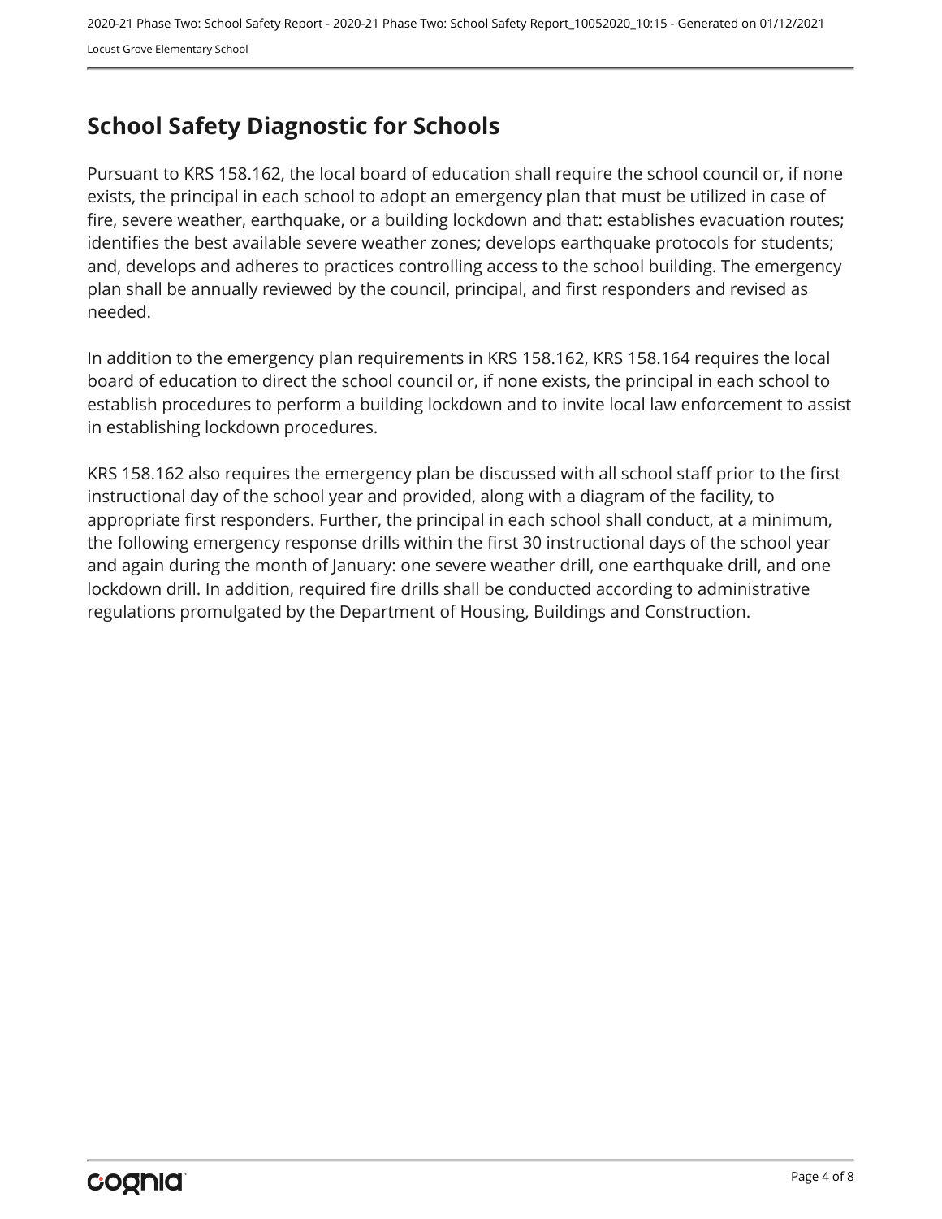# School Safety Diagnostic for Schools

Pursuant to KRS 158.162, the local board of education shall require the school council or, if none exists, the principal in each school to adopt an emergency plan that must be utilized in case of fire, severe weather, earthquake, or a building lockdown and that: establishes evacuation routes; identifies the best available severe weather zones; develops earthquake protocols for students; and, develops and adheres to practices controlling access to the school building. The emergency plan shall be annually reviewed by the council, principal, and first responders and revised as needed.

In addition to the emergency plan requirements in KRS 158.162, KRS 158.164 requires the local board of education to direct the school council or, if none exists, the principal in each school to establish procedures to perform a building lockdown and to invite local law enforcement to assist in establishing lockdown procedures.

KRS 158.162 also requires the emergency plan be discussed with all school staff prior to the first instructional day of the school year and provided, along with a diagram of the facility, to appropriate first responders. Further, the principal in each school shall conduct, at a minimum, the following emergency response drills within the first 30 instructional days of the school year and again during the month of January: one severe weather drill, one earthquake drill, and one lockdown drill. In addition, required fire drills shall be conducted according to administrative regulations promulgated by the Department of Housing, Buildings and Construction.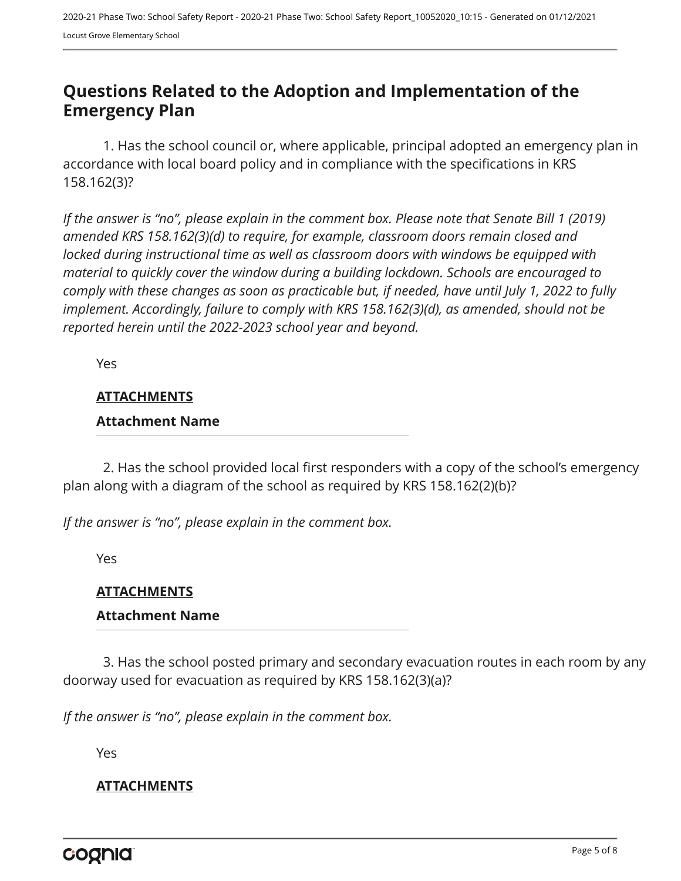## Questions Related to the Adoption and Implementation of the Emergency Plan

1. Has the school council or, where applicable, principal adopted an emergency plan in accordance with local board policy and in compliance with the specifications in KRS 158.162(3)?

*If the answer is "no", please explain in the comment box. Please note that Senate Bill 1 (2019) amended KRS 158.162(3)(d) to require, for example, classroom doors remain closed and locked during instructional time as well as classroom doors with windows be equipped with material to quickly cover the window during a building lockdown. Schools are encouraged to comply with these changes as soon as practicable but, if needed, have until July 1, 2022 to fully implement. Accordingly, failure to comply with KRS 158.162(3)(d), as amended, should not be reported herein until the 2022-2023 school year and beyond.*

Yes

**ATTACHMENTS**

**Attachment Name**

2. Has the school provided local first responders with a copy of the school's emergency plan along with a diagram of the school as required by KRS 158.162(2)(b)?

*If the answer is "no", please explain in the comment box.*

Yes

**ATTACHMENTS**

**Attachment Name**

3. Has the school posted primary and secondary evacuation routes in each room by any doorway used for evacuation as required by KRS 158.162(3)(a)?

*If the answer is "no", please explain in the comment box.*

Yes

**ATTACHMENTS**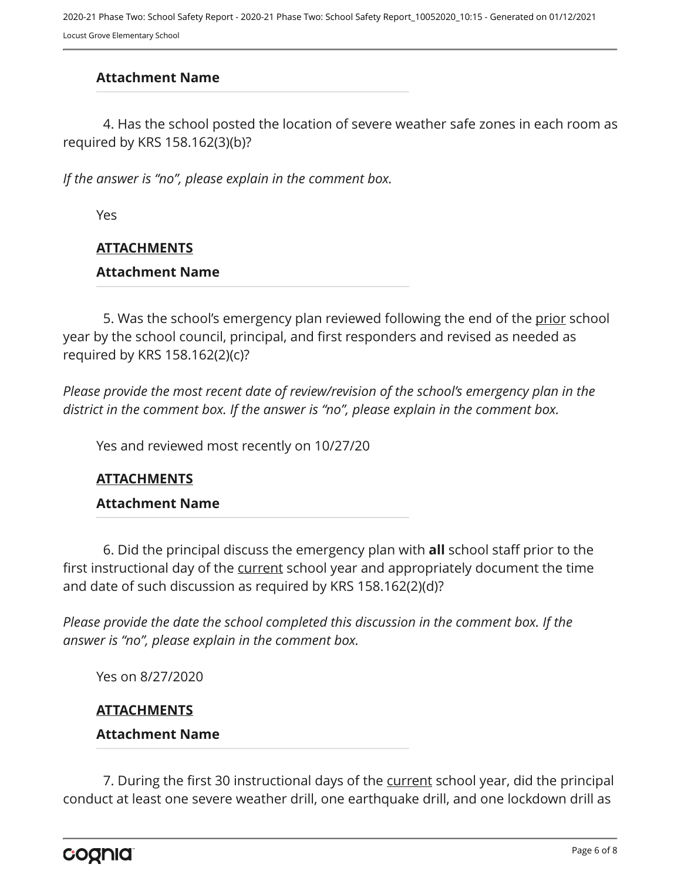**Attachment Name**

4. Has the school posted the location of severe weather safe zones in each room as required by KRS 158.162(3)(b)?

*If the answer is "no", please explain in the comment box.*

Yes

**ATTACHMENTS**

**Attachment Name**

5. Was the school's emergency plan reviewed following the end of the prior school year by the school council, principal, and first responders and revised as needed as required by KRS 158.162(2)(c)?

*Please provide the most recent date of review/revision of the school's emergency plan in the district in the comment box. If the answer is "no", please explain in the comment box.*

Yes and reviewed most recently on 10/27/20

**ATTACHMENTS**

**Attachment Name**

6. Did the principal discuss the emergency plan with **all** school staff prior to the first instructional day of the current school year and appropriately document the time and date of such discussion as required by KRS 158.162(2)(d)?

*Please provide the date the school completed this discussion in the comment box. If the answer is "no", please explain in the comment box.*

Yes on 8/27/2020

**ATTACHMENTS**

**Attachment Name**

7. During the first 30 instructional days of the current school year, did the principal conduct at least one severe weather drill, one earthquake drill, and one lockdown drill as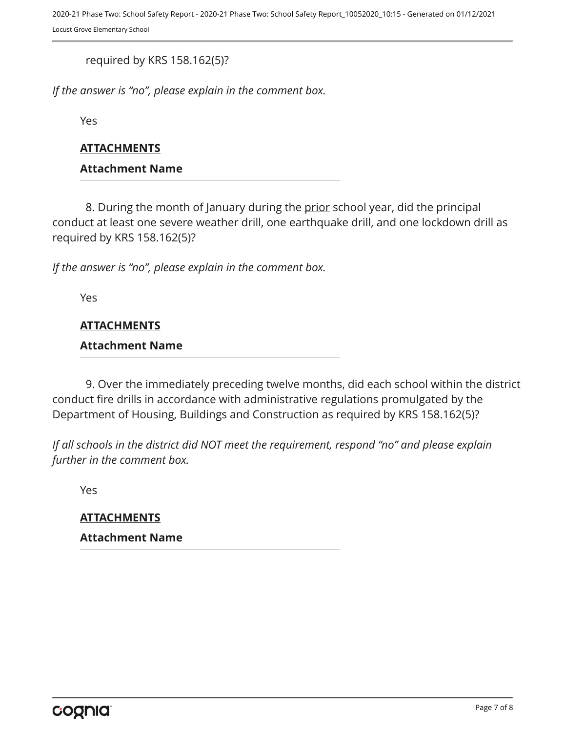required by KRS 158.162(5)?

*If the answer is “no”, please explain in the comment box.*

Yes

**ATTACHMENTS**

**Attachment Name**

8. During the month of January during the prior school year, did the principal conduct at least one severe weather drill, one earthquake drill, and one lockdown drill as required by KRS 158.162(5)?

*If the answer is “no”, please explain in the comment box.*

Yes

**ATTACHMENTS**

**Attachment Name**

9. Over the immediately preceding twelve months, did each school within the district conduct fire drills in accordance with administrative regulations promulgated by the Department of Housing, Buildings and Construction as required by KRS 158.162(5)?

*If all schools in the district did NOT meet the requirement, respond “no” and please explain further in the comment box.*

Yes

**ATTACHMENTS**

**Attachment Name**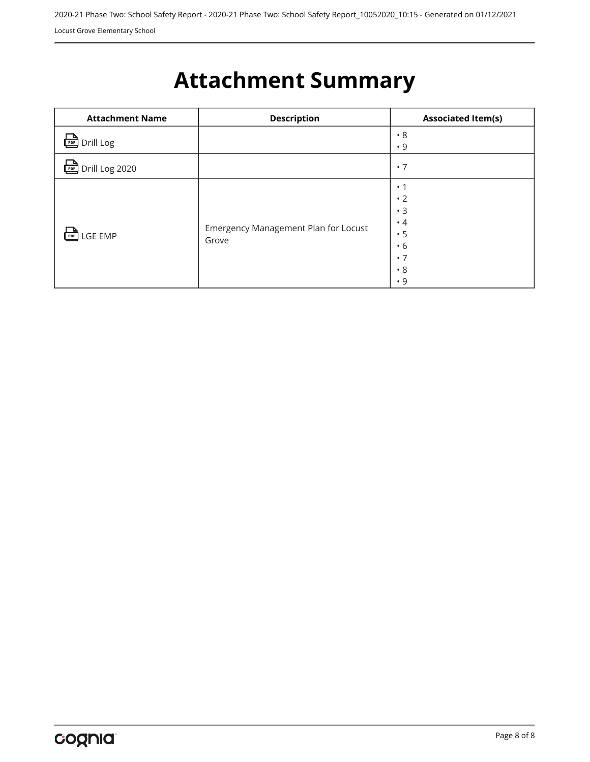# Attachment Summary

| Attachment Name | Description | Associated Item(s) |
| --- | --- | --- |
| Drill Log | | • 8<br>• 9 |
| Drill Log 2020 | | • 7 |
| LGE EMP | Emergency Management Plan for Locust Grove | • 1<br>• 2<br>• 3<br>• 4<br>• 5<br>• 6<br>• 7<br>• 8<br>• 9 |